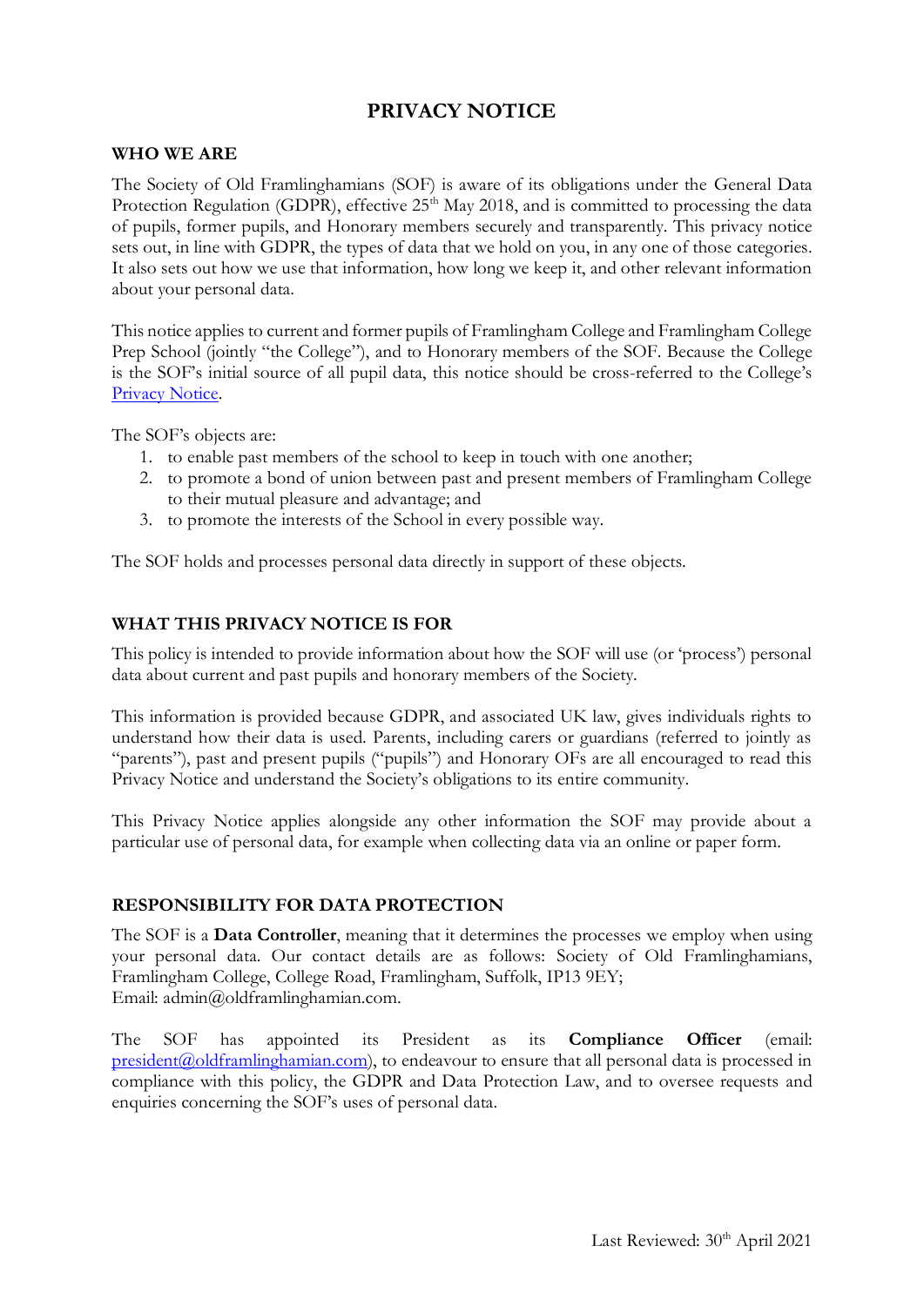# PRIVACY NOTICE

## WHO WE ARE

The Society of Old Framlinghamians (SOF) is aware of its obligations under the General Data Protection Regulation (GDPR), effective 25th May 2018, and is committed to processing the data of pupils, former pupils, and Honorary members securely and transparently. This privacy notice sets out, in line with GDPR, the types of data that we hold on you, in any one of those categories. It also sets out how we use that information, how long we keep it, and other relevant information about your personal data.

This notice applies to current and former pupils of Framlingham College and Framlingham College Prep School (jointly "the College"), and to Honorary members of the SOF. Because the College is the SOF's initial source of all pupil data, this notice should be cross-referred to the College's Privacy Notice.

The SOF's objects are:

1. to enable past members of the school to keep in touch with one another;
2. to promote a bond of union between past and present members of Framlingham College to their mutual pleasure and advantage; and
3. to promote the interests of the School in every possible way.

The SOF holds and processes personal data directly in support of these objects.

## WHAT THIS PRIVACY NOTICE IS FOR

This policy is intended to provide information about how the SOF will use (or 'process') personal data about current and past pupils and honorary members of the Society.

This information is provided because GDPR, and associated UK law, gives individuals rights to understand how their data is used. Parents, including carers or guardians (referred to jointly as "parents"), past and present pupils ("pupils") and Honorary OFs are all encouraged to read this Privacy Notice and understand the Society's obligations to its entire community.

This Privacy Notice applies alongside any other information the SOF may provide about a particular use of personal data, for example when collecting data via an online or paper form.

## RESPONSIBILITY FOR DATA PROTECTION

The SOF is a **Data Controller**, meaning that it determines the processes we employ when using your personal data. Our contact details are as follows: Society of Old Framlinghamians, Framlingham College, College Road, Framlingham, Suffolk, IP13 9EY;
Email: admin@oldframlinghamian.com.

The SOF has appointed its President as its **Compliance Officer** (email: president@oldframlinghamian.com), to endeavour to ensure that all personal data is processed in compliance with this policy, the GDPR and Data Protection Law, and to oversee requests and enquiries concerning the SOF's uses of personal data.

Last Reviewed: 30th April 2021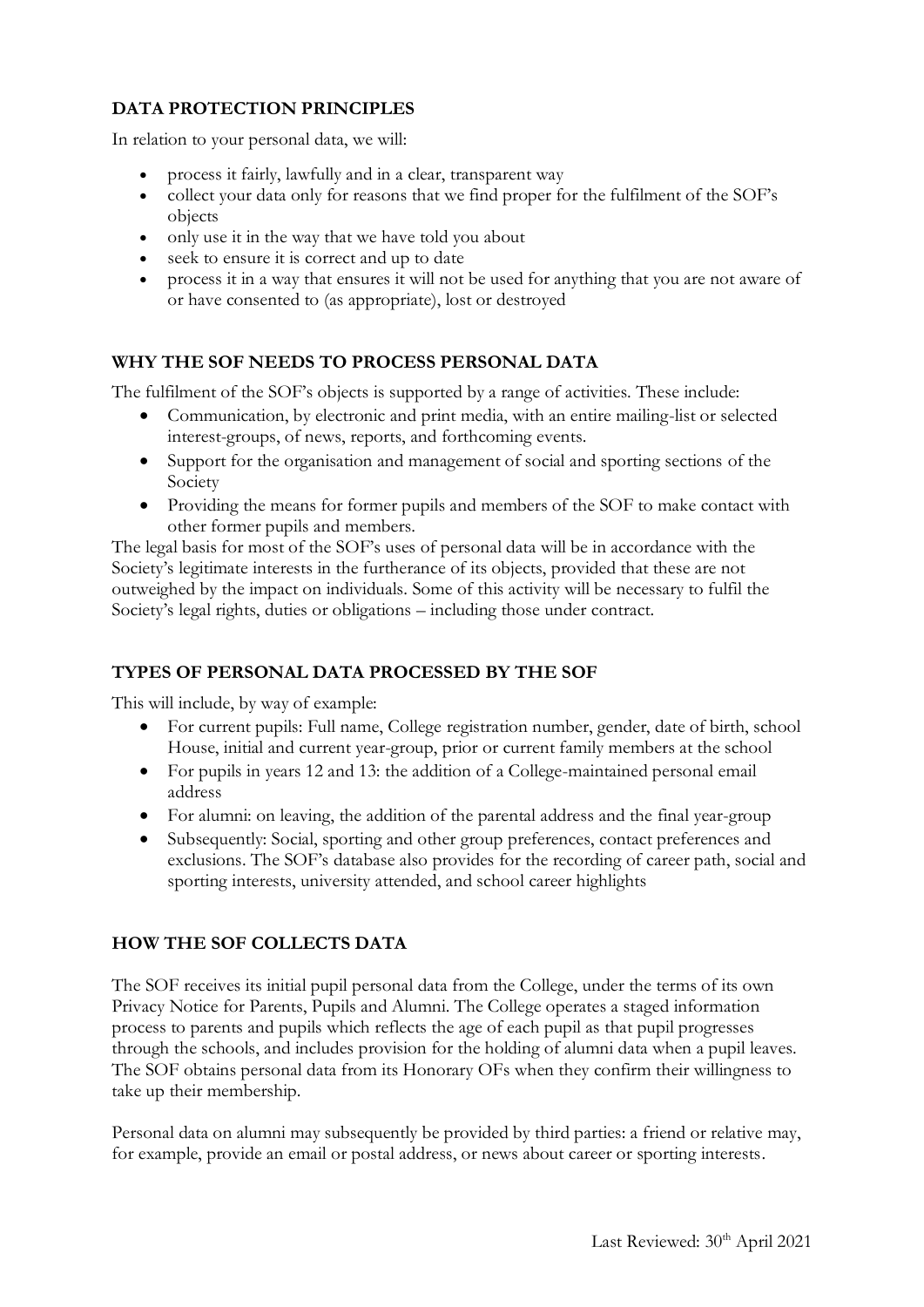## DATA PROTECTION PRINCIPLES

In relation to your personal data, we will:

- process it fairly, lawfully and in a clear, transparent way
- collect your data only for reasons that we find proper for the fulfilment of the SOF's objects
- only use it in the way that we have told you about
- seek to ensure it is correct and up to date
- process it in a way that ensures it will not be used for anything that you are not aware of or have consented to (as appropriate), lost or destroyed

## WHY THE SOF NEEDS TO PROCESS PERSONAL DATA

The fulfilment of the SOF's objects is supported by a range of activities. These include:

- Communication, by electronic and print media, with an entire mailing-list or selected interest-groups, of news, reports, and forthcoming events.
- Support for the organisation and management of social and sporting sections of the Society
- Providing the means for former pupils and members of the SOF to make contact with other former pupils and members.

The legal basis for most of the SOF's uses of personal data will be in accordance with the Society's legitimate interests in the furtherance of its objects, provided that these are not outweighed by the impact on individuals. Some of this activity will be necessary to fulfil the Society's legal rights, duties or obligations – including those under contract.

## TYPES OF PERSONAL DATA PROCESSED BY THE SOF

This will include, by way of example:

- For current pupils: Full name, College registration number, gender, date of birth, school House, initial and current year-group, prior or current family members at the school
- For pupils in years 12 and 13: the addition of a College-maintained personal email address
- For alumni: on leaving, the addition of the parental address and the final year-group
- Subsequently: Social, sporting and other group preferences, contact preferences and exclusions. The SOF's database also provides for the recording of career path, social and sporting interests, university attended, and school career highlights

## HOW THE SOF COLLECTS DATA

The SOF receives its initial pupil personal data from the College, under the terms of its own Privacy Notice for Parents, Pupils and Alumni. The College operates a staged information process to parents and pupils which reflects the age of each pupil as that pupil progresses through the schools, and includes provision for the holding of alumni data when a pupil leaves. The SOF obtains personal data from its Honorary OFs when they confirm their willingness to take up their membership.

Personal data on alumni may subsequently be provided by third parties: a friend or relative may, for example, provide an email or postal address, or news about career or sporting interests.

Last Reviewed: 30th April 2021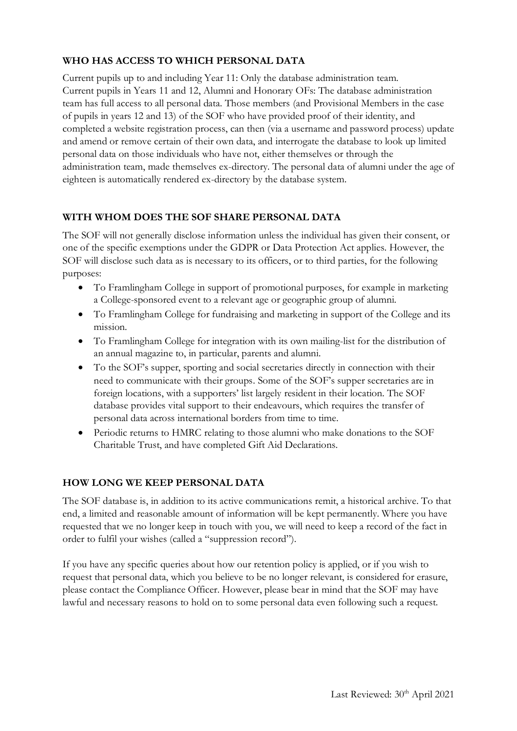## WHO HAS ACCESS TO WHICH PERSONAL DATA

Current pupils up to and including Year 11: Only the database administration team.
Current pupils in Years 11 and 12, Alumni and Honorary OFs: The database administration team has full access to all personal data. Those members (and Provisional Members in the case of pupils in years 12 and 13) of the SOF who have provided proof of their identity, and completed a website registration process, can then (via a username and password process) update and amend or remove certain of their own data, and interrogate the database to look up limited personal data on those individuals who have not, either themselves or through the administration team, made themselves ex-directory. The personal data of alumni under the age of eighteen is automatically rendered ex-directory by the database system.

## WITH WHOM DOES THE SOF SHARE PERSONAL DATA

The SOF will not generally disclose information unless the individual has given their consent, or one of the specific exemptions under the GDPR or Data Protection Act applies. However, the SOF will disclose such data as is necessary to its officers, or to third parties, for the following purposes:

- To Framlingham College in support of promotional purposes, for example in marketing a College-sponsored event to a relevant age or geographic group of alumni.
- To Framlingham College for fundraising and marketing in support of the College and its mission.
- To Framlingham College for integration with its own mailing-list for the distribution of an annual magazine to, in particular, parents and alumni.
- To the SOF's supper, sporting and social secretaries directly in connection with their need to communicate with their groups. Some of the SOF's supper secretaries are in foreign locations, with a supporters' list largely resident in their location. The SOF database provides vital support to their endeavours, which requires the transfer of personal data across international borders from time to time.
- Periodic returns to HMRC relating to those alumni who make donations to the SOF Charitable Trust, and have completed Gift Aid Declarations.

## HOW LONG WE KEEP PERSONAL DATA

The SOF database is, in addition to its active communications remit, a historical archive. To that end, a limited and reasonable amount of information will be kept permanently. Where you have requested that we no longer keep in touch with you, we will need to keep a record of the fact in order to fulfil your wishes (called a "suppression record").

If you have any specific queries about how our retention policy is applied, or if you wish to request that personal data, which you believe to be no longer relevant, is considered for erasure, please contact the Compliance Officer. However, please bear in mind that the SOF may have lawful and necessary reasons to hold on to some personal data even following such a request.

Last Reviewed: 30th April 2021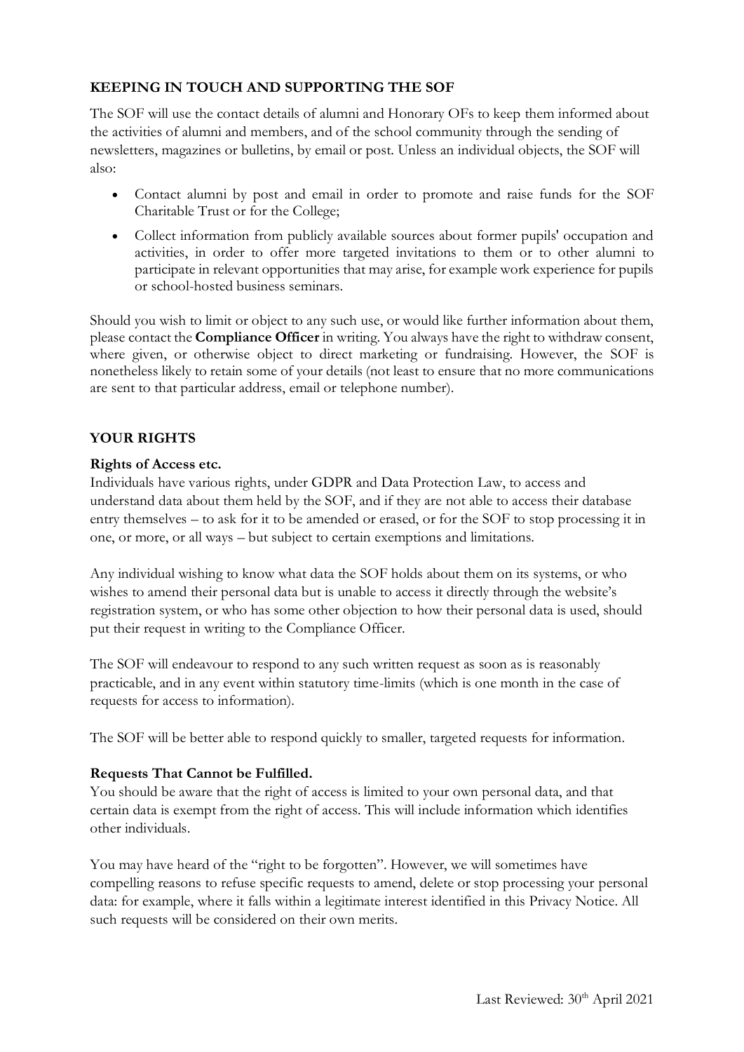## KEEPING IN TOUCH AND SUPPORTING THE SOF

The SOF will use the contact details of alumni and Honorary OFs to keep them informed about the activities of alumni and members, and of the school community through the sending of newsletters, magazines or bulletins, by email or post. Unless an individual objects, the SOF will also:

- Contact alumni by post and email in order to promote and raise funds for the SOF Charitable Trust or for the College;
- Collect information from publicly available sources about former pupils' occupation and activities, in order to offer more targeted invitations to them or to other alumni to participate in relevant opportunities that may arise, for example work experience for pupils or school-hosted business seminars.

Should you wish to limit or object to any such use, or would like further information about them, please contact the **Compliance Officer** in writing. You always have the right to withdraw consent, where given, or otherwise object to direct marketing or fundraising. However, the SOF is nonetheless likely to retain some of your details (not least to ensure that no more communications are sent to that particular address, email or telephone number).

## YOUR RIGHTS

**Rights of Access etc.**
Individuals have various rights, under GDPR and Data Protection Law, to access and understand data about them held by the SOF, and if they are not able to access their database entry themselves – to ask for it to be amended or erased, or for the SOF to stop processing it in one, or more, or all ways – but subject to certain exemptions and limitations.

Any individual wishing to know what data the SOF holds about them on its systems, or who wishes to amend their personal data but is unable to access it directly through the website's registration system, or who has some other objection to how their personal data is used, should put their request in writing to the Compliance Officer.

The SOF will endeavour to respond to any such written request as soon as is reasonably practicable, and in any event within statutory time-limits (which is one month in the case of requests for access to information).

The SOF will be better able to respond quickly to smaller, targeted requests for information.

**Requests That Cannot be Fulfilled.**
You should be aware that the right of access is limited to your own personal data, and that certain data is exempt from the right of access. This will include information which identifies other individuals.

You may have heard of the "right to be forgotten". However, we will sometimes have compelling reasons to refuse specific requests to amend, delete or stop processing your personal data: for example, where it falls within a legitimate interest identified in this Privacy Notice. All such requests will be considered on their own merits.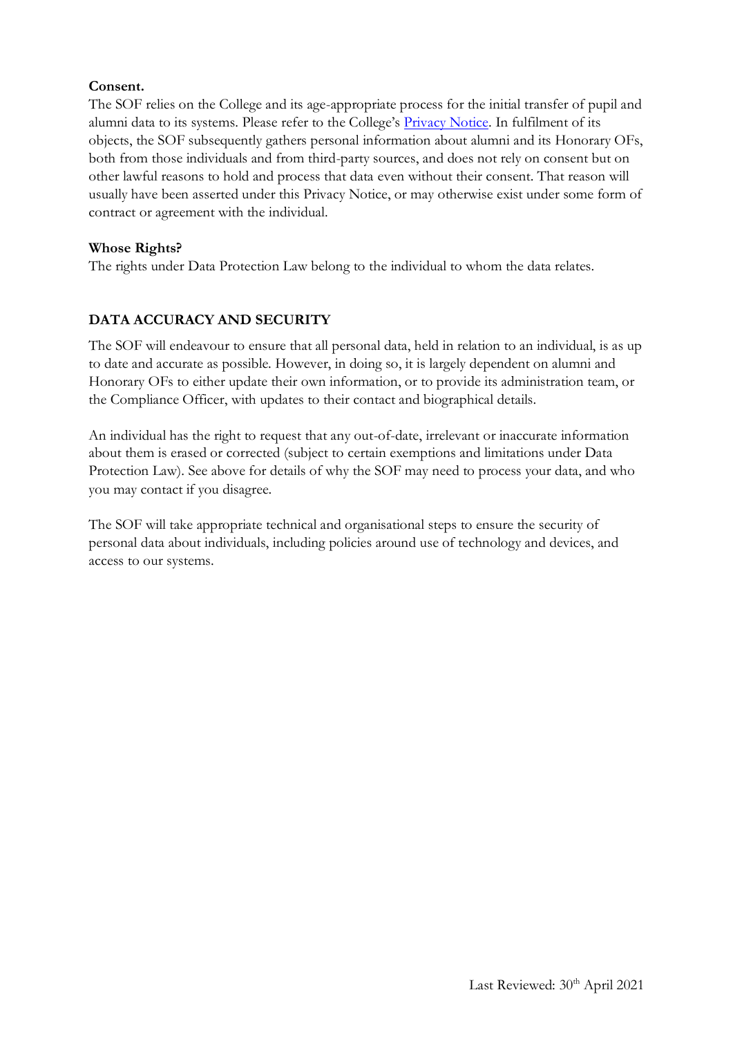**Consent.**

The SOF relies on the College and its age-appropriate process for the initial transfer of pupil and alumni data to its systems. Please refer to the College's Privacy Notice. In fulfilment of its objects, the SOF subsequently gathers personal information about alumni and its Honorary OFs, both from those individuals and from third-party sources, and does not rely on consent but on other lawful reasons to hold and process that data even without their consent. That reason will usually have been asserted under this Privacy Notice, or may otherwise exist under some form of contract or agreement with the individual.

**Whose Rights?**

The rights under Data Protection Law belong to the individual to whom the data relates.

## DATA ACCURACY AND SECURITY

The SOF will endeavour to ensure that all personal data, held in relation to an individual, is as up to date and accurate as possible. However, in doing so, it is largely dependent on alumni and Honorary OFs to either update their own information, or to provide its administration team, or the Compliance Officer, with updates to their contact and biographical details.

An individual has the right to request that any out-of-date, irrelevant or inaccurate information about them is erased or corrected (subject to certain exemptions and limitations under Data Protection Law). See above for details of why the SOF may need to process your data, and who you may contact if you disagree.

The SOF will take appropriate technical and organisational steps to ensure the security of personal data about individuals, including policies around use of technology and devices, and access to our systems.

Last Reviewed: 30th April 2021